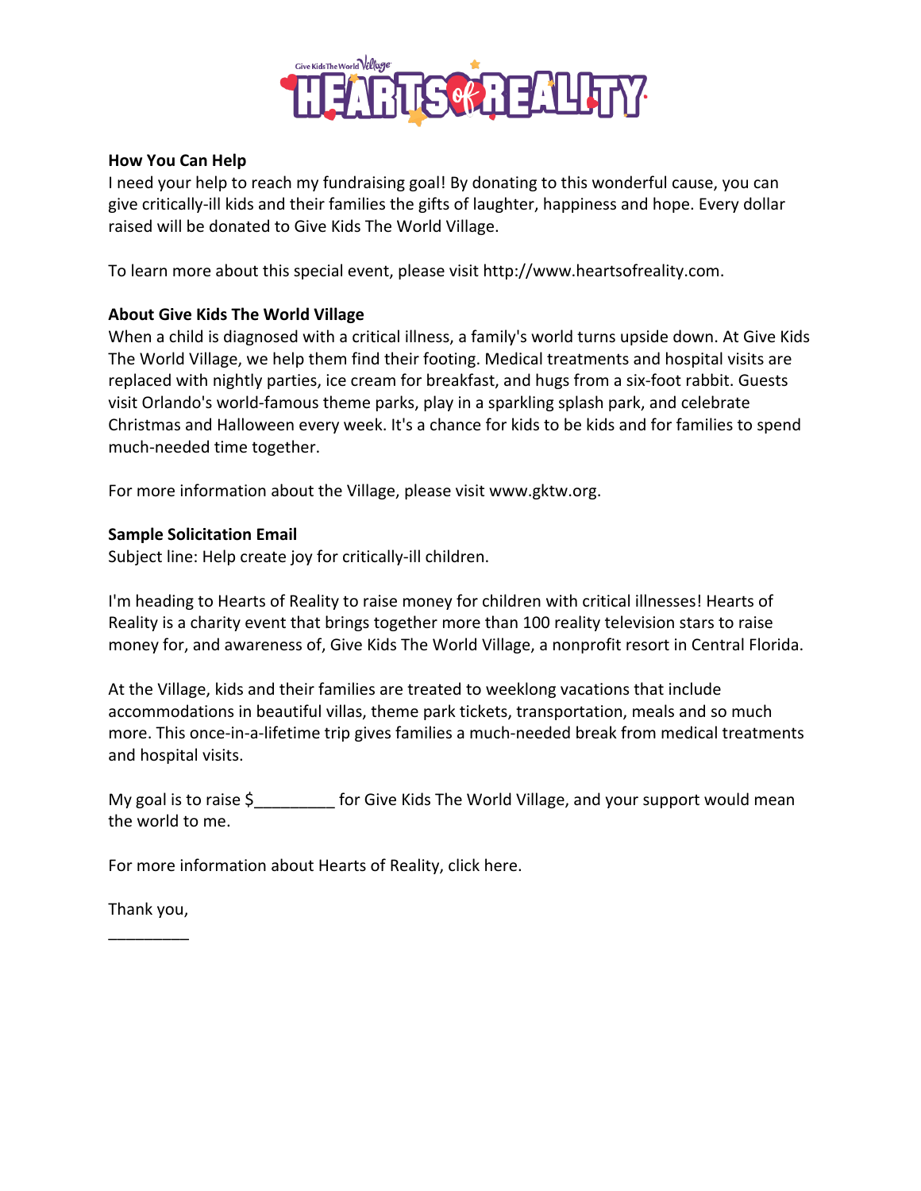**How You Can Help**
I need your help to reach my fundraising goal! By donating to this wonderful cause, you can give critically-ill kids and their families the gifts of laughter, happiness and hope. Every dollar raised will be donated to Give Kids The World Village.

To learn more about this special event, please visit http://www.heartsofreality.com.

**About Give Kids The World Village**
When a child is diagnosed with a critical illness, a family's world turns upside down. At Give Kids The World Village, we help them find their footing. Medical treatments and hospital visits are replaced with nightly parties, ice cream for breakfast, and hugs from a six-foot rabbit. Guests visit Orlando's world-famous theme parks, play in a sparkling splash park, and celebrate Christmas and Halloween every week. It's a chance for kids to be kids and for families to spend much-needed time together.

For more information about the Village, please visit www.gktw.org.

**Sample Solicitation Email**
Subject line: Help create joy for critically-ill children.

I'm heading to Hearts of Reality to raise money for children with critical illnesses! Hearts of Reality is a charity event that brings together more than 100 reality television stars to raise money for, and awareness of, Give Kids The World Village, a nonprofit resort in Central Florida.

At the Village, kids and their families are treated to weeklong vacations that include accommodations in beautiful villas, theme park tickets, transportation, meals and so much more. This once-in-a-lifetime trip gives families a much-needed break from medical treatments and hospital visits.

My goal is to raise $_________ for Give Kids The World Village, and your support would mean the world to me.

For more information about Hearts of Reality, click here.

Thank you,

_________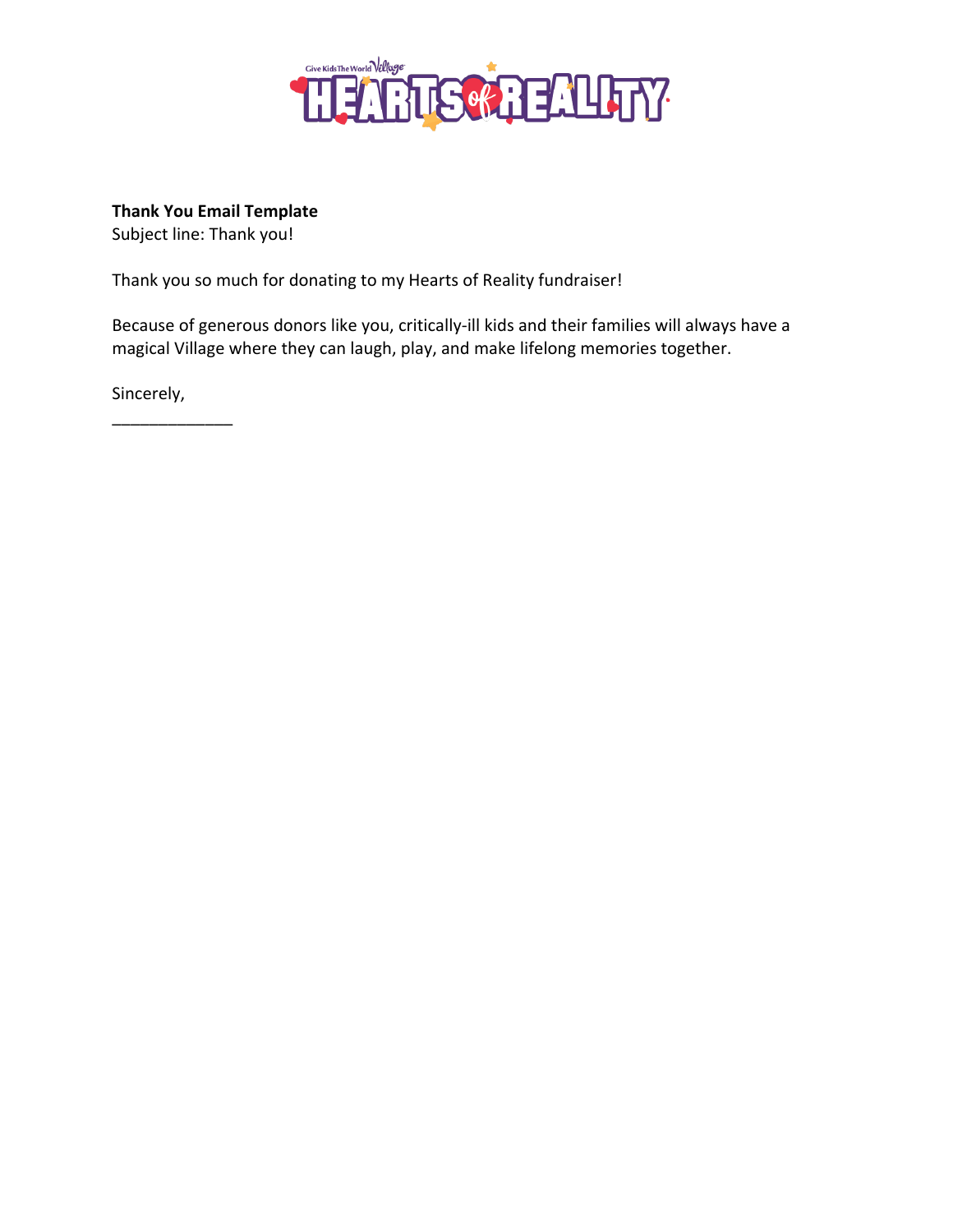**Thank You Email Template**
Subject line: Thank you!

Thank you so much for donating to my Hearts of Reality fundraiser!

Because of generous donors like you, critically-ill kids and their families will always have a magical Village where they can laugh, play, and make lifelong memories together.

Sincerely,
_____________